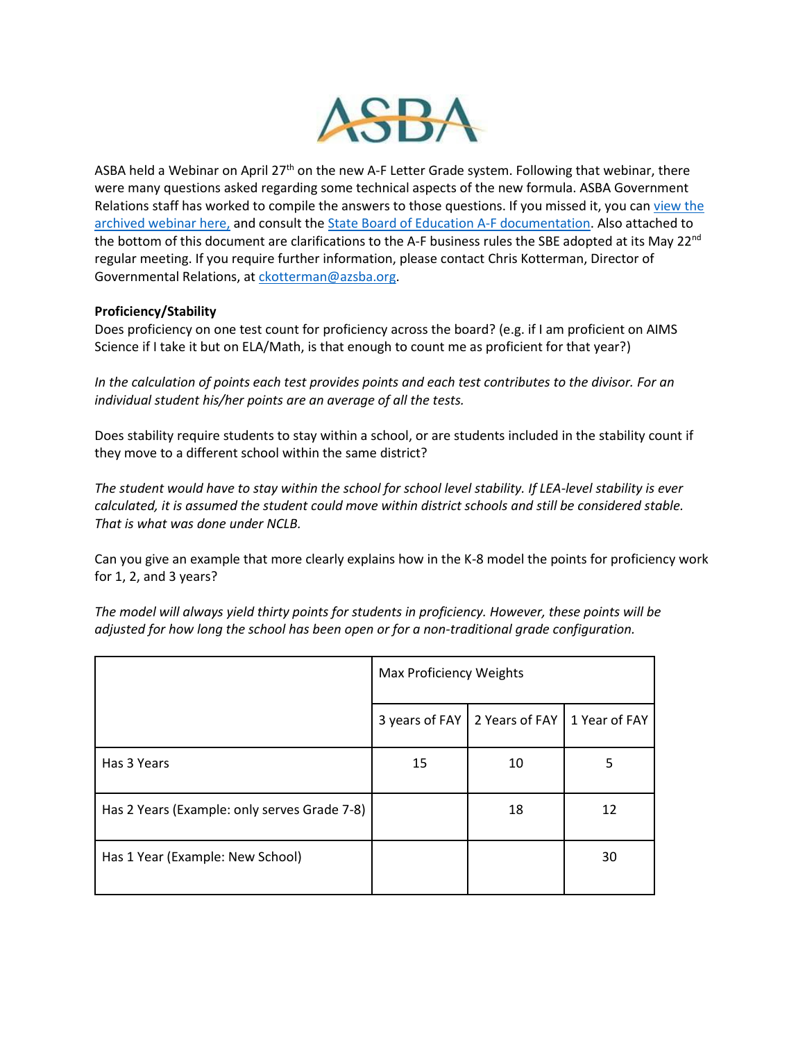ASBA held a Webinar on April 27th on the new A-F Letter Grade system. Following that webinar, there were many questions asked regarding some technical aspects of the new formula. ASBA Government Relations staff has worked to compile the answers to those questions. If you missed it, you can view the archived webinar here, and consult the State Board of Education A-F documentation. Also attached to the bottom of this document are clarifications to the A-F business rules the SBE adopted at its May 22nd regular meeting. If you require further information, please contact Chris Kotterman, Director of Governmental Relations, at ckotterman@azsba.org.

**Proficiency/Stability**

Does proficiency on one test count for proficiency across the board? (e.g. if I am proficient on AIMS Science if I take it but on ELA/Math, is that enough to count me as proficient for that year?)

*In the calculation of points each test provides points and each test contributes to the divisor. For an individual student his/her points are an average of all the tests.*

Does stability require students to stay within a school, or are students included in the stability count if they move to a different school within the same district?

*The student would have to stay within the school for school level stability. If LEA-level stability is ever calculated, it is assumed the student could move within district schools and still be considered stable. That is what was done under NCLB.*

Can you give an example that more clearly explains how in the K-8 model the points for proficiency work for 1, 2, and 3 years?

*The model will always yield thirty points for students in proficiency. However, these points will be adjusted for how long the school has been open or for a non-traditional grade configuration.*

| | Max Proficiency Weights | | |
|---|---|---|---|
| | 3 years of FAY | 2 Years of FAY | 1 Year of FAY |
| Has 3 Years | 15 | 10 | 5 |
| Has 2 Years (Example: only serves Grade 7-8) | | 18 | 12 |
| Has 1 Year (Example: New School) | | | 30 |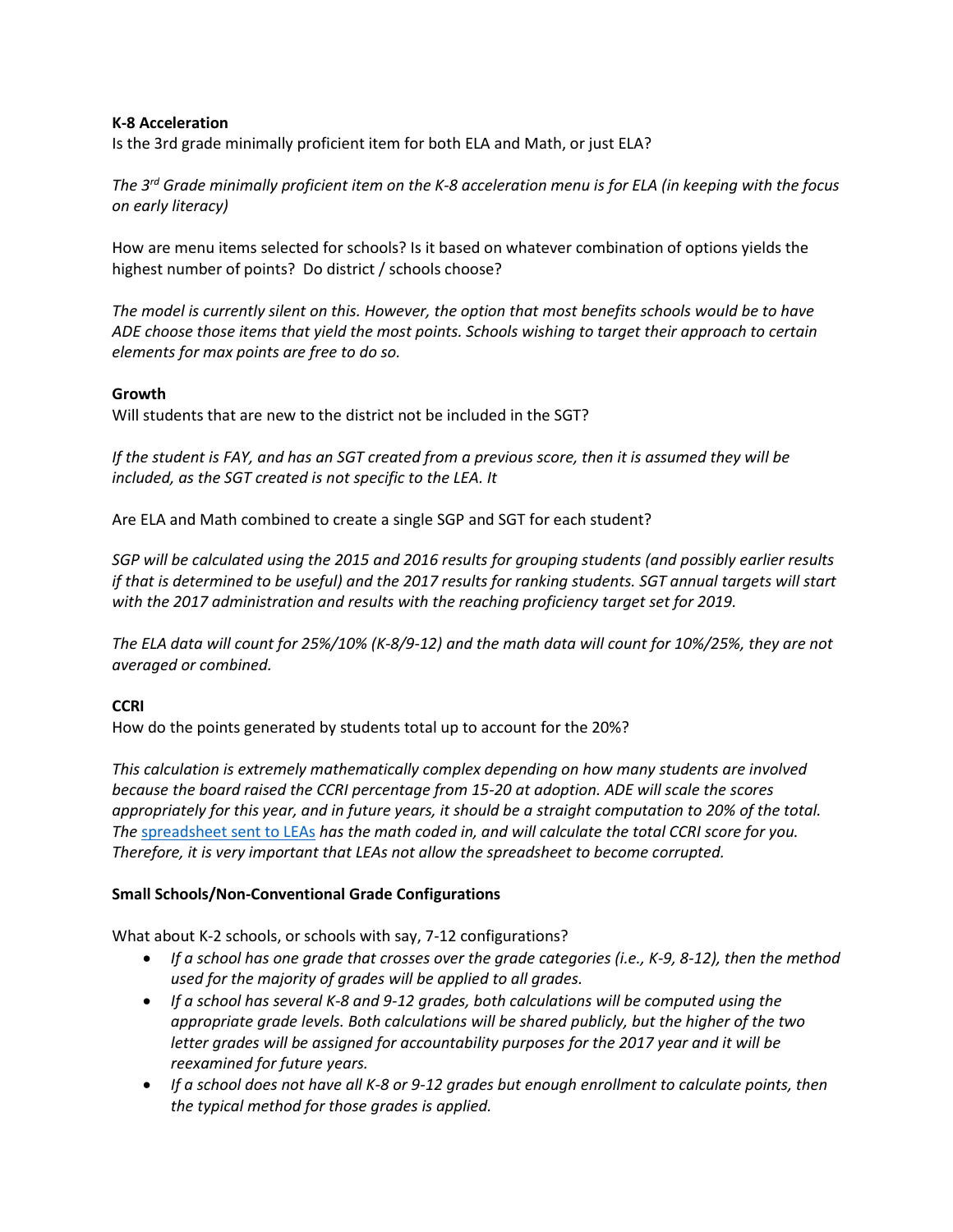**K-8 Acceleration**

Is the 3rd grade minimally proficient item for both ELA and Math, or just ELA?

*The 3rd Grade minimally proficient item on the K-8 acceleration menu is for ELA (in keeping with the focus on early literacy)*

How are menu items selected for schools? Is it based on whatever combination of options yields the highest number of points? Do district / schools choose?

*The model is currently silent on this. However, the option that most benefits schools would be to have ADE choose those items that yield the most points. Schools wishing to target their approach to certain elements for max points are free to do so.*

**Growth**

Will students that are new to the district not be included in the SGT?

*If the student is FAY, and has an SGT created from a previous score, then it is assumed they will be included, as the SGT created is not specific to the LEA. It*

Are ELA and Math combined to create a single SGP and SGT for each student?

*SGP will be calculated using the 2015 and 2016 results for grouping students (and possibly earlier results if that is determined to be useful) and the 2017 results for ranking students. SGT annual targets will start with the 2017 administration and results with the reaching proficiency target set for 2019.*

*The ELA data will count for 25%/10% (K-8/9-12) and the math data will count for 10%/25%, they are not averaged or combined.*

**CCRI**

How do the points generated by students total up to account for the 20%?

*This calculation is extremely mathematically complex depending on how many students are involved because the board raised the CCRI percentage from 15-20 at adoption. ADE will scale the scores appropriately for this year, and in future years, it should be a straight computation to 20% of the total. The spreadsheet sent to LEAs has the math coded in, and will calculate the total CCRI score for you. Therefore, it is very important that LEAs not allow the spreadsheet to become corrupted.*

**Small Schools/Non-Conventional Grade Configurations**

What about K-2 schools, or schools with say, 7-12 configurations?

- *If a school has one grade that crosses over the grade categories (i.e., K-9, 8-12), then the method used for the majority of grades will be applied to all grades.*
- *If a school has several K-8 and 9-12 grades, both calculations will be computed using the appropriate grade levels. Both calculations will be shared publicly, but the higher of the two letter grades will be assigned for accountability purposes for the 2017 year and it will be reexamined for future years.*
- *If a school does not have all K-8 or 9-12 grades but enough enrollment to calculate points, then the typical method for those grades is applied.*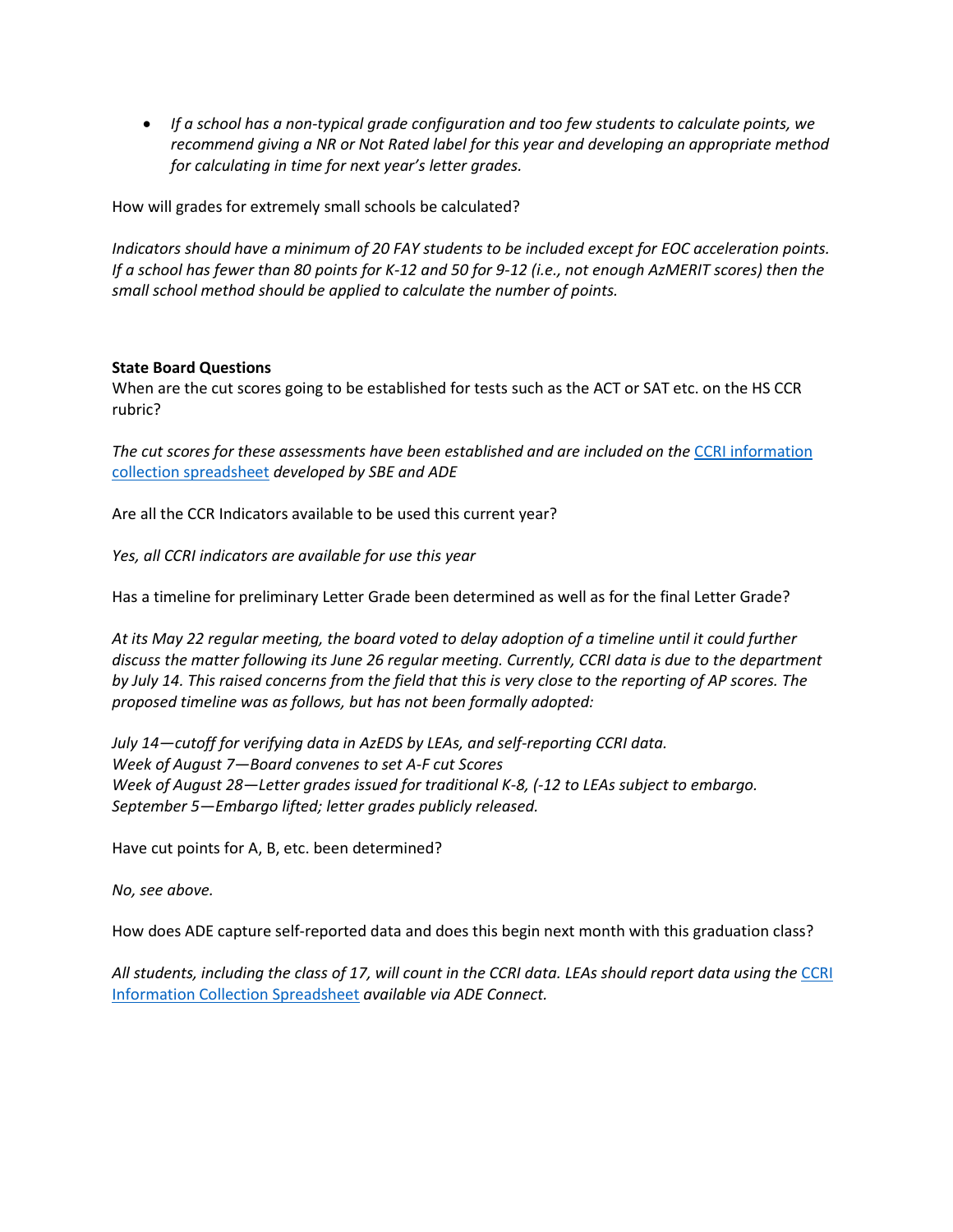- *If a school has a non-typical grade configuration and too few students to calculate points, we recommend giving a NR or Not Rated label for this year and developing an appropriate method for calculating in time for next year's letter grades.*

How will grades for extremely small schools be calculated?

*Indicators should have a minimum of 20 FAY students to be included except for EOC acceleration points. If a school has fewer than 80 points for K-12 and 50 for 9-12 (i.e., not enough AzMERIT scores) then the small school method should be applied to calculate the number of points.*

**State Board Questions**

When are the cut scores going to be established for tests such as the ACT or SAT etc. on the HS CCR rubric?

*The cut scores for these assessments have been established and are included on the* CCRI information collection spreadsheet *developed by SBE and ADE*

Are all the CCR Indicators available to be used this current year?

*Yes, all CCRI indicators are available for use this year*

Has a timeline for preliminary Letter Grade been determined as well as for the final Letter Grade?

*At its May 22 regular meeting, the board voted to delay adoption of a timeline until it could further discuss the matter following its June 26 regular meeting. Currently, CCRI data is due to the department by July 14. This raised concerns from the field that this is very close to the reporting of AP scores. The proposed timeline was as follows, but has not been formally adopted:*

*July 14—cutoff for verifying data in AzEDS by LEAs, and self-reporting CCRI data.*
*Week of August 7—Board convenes to set A-F cut Scores*
*Week of August 28—Letter grades issued for traditional K-8, (-12 to LEAs subject to embargo.*
*September 5—Embargo lifted; letter grades publicly released.*

Have cut points for A, B, etc. been determined?

*No, see above.*

How does ADE capture self-reported data and does this begin next month with this graduation class?

*All students, including the class of 17, will count in the CCRI data. LEAs should report data using the* CCRI Information Collection Spreadsheet *available via ADE Connect.*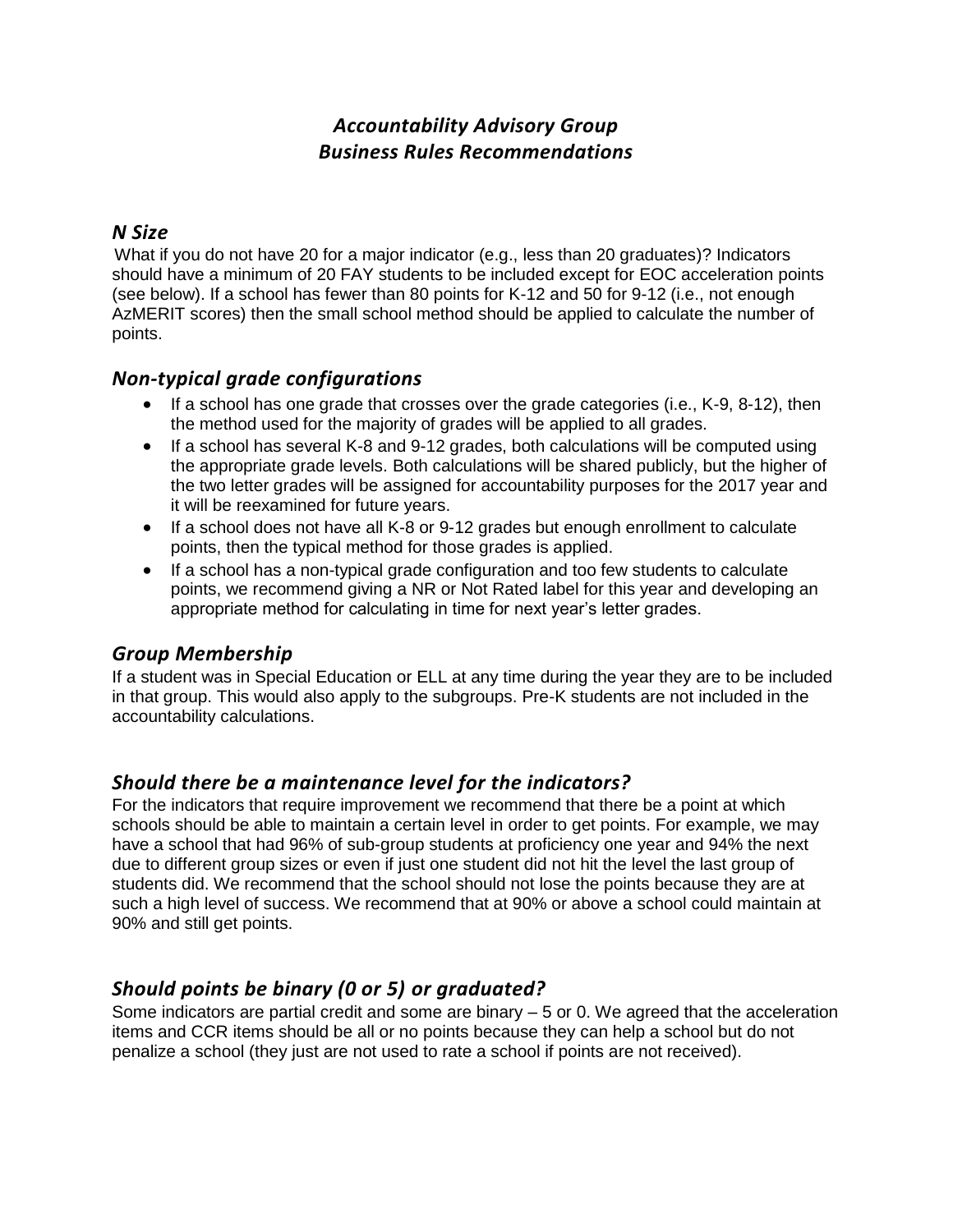# *Accountability Advisory Group*
# *Business Rules Recommendations*

## *N Size*

What if you do not have 20 for a major indicator (e.g., less than 20 graduates)? Indicators should have a minimum of 20 FAY students to be included except for EOC acceleration points (see below). If a school has fewer than 80 points for K-12 and 50 for 9-12 (i.e., not enough AzMERIT scores) then the small school method should be applied to calculate the number of points.

## *Non-typical grade configurations*

- If a school has one grade that crosses over the grade categories (i.e., K-9, 8-12), then the method used for the majority of grades will be applied to all grades.
- If a school has several K-8 and 9-12 grades, both calculations will be computed using the appropriate grade levels. Both calculations will be shared publicly, but the higher of the two letter grades will be assigned for accountability purposes for the 2017 year and it will be reexamined for future years.
- If a school does not have all K-8 or 9-12 grades but enough enrollment to calculate points, then the typical method for those grades is applied.
- If a school has a non-typical grade configuration and too few students to calculate points, we recommend giving a NR or Not Rated label for this year and developing an appropriate method for calculating in time for next year's letter grades.

## *Group Membership*

If a student was in Special Education or ELL at any time during the year they are to be included in that group. This would also apply to the subgroups. Pre-K students are not included in the accountability calculations.

## *Should there be a maintenance level for the indicators?*

For the indicators that require improvement we recommend that there be a point at which schools should be able to maintain a certain level in order to get points. For example, we may have a school that had 96% of sub-group students at proficiency one year and 94% the next due to different group sizes or even if just one student did not hit the level the last group of students did. We recommend that the school should not lose the points because they are at such a high level of success. We recommend that at 90% or above a school could maintain at 90% and still get points.

## *Should points be binary (0 or 5) or graduated?*

Some indicators are partial credit and some are binary – 5 or 0. We agreed that the acceleration items and CCR items should be all or no points because they can help a school but do not penalize a school (they just are not used to rate a school if points are not received).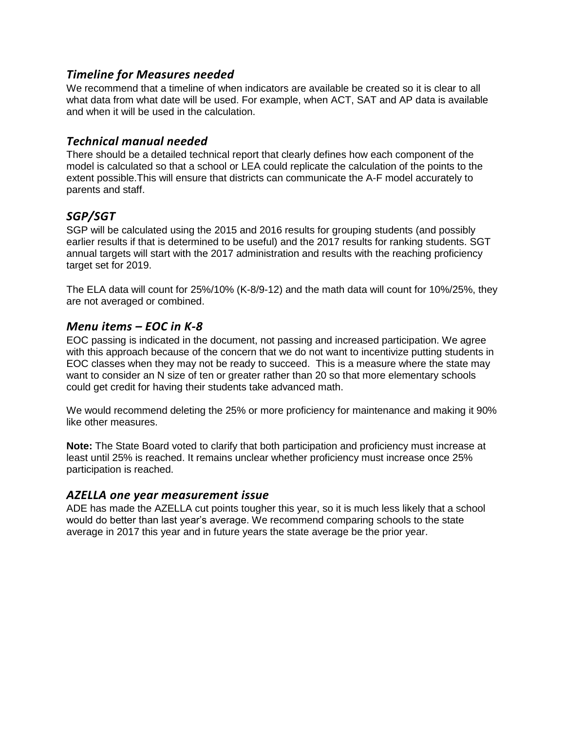### *Timeline for Measures needed*

We recommend that a timeline of when indicators are available be created so it is clear to all what data from what date will be used. For example, when ACT, SAT and AP data is available and when it will be used in the calculation.

### *Technical manual needed*

There should be a detailed technical report that clearly defines how each component of the model is calculated so that a school or LEA could replicate the calculation of the points to the extent possible.This will ensure that districts can communicate the A-F model accurately to parents and staff.

### *SGP/SGT*

SGP will be calculated using the 2015 and 2016 results for grouping students (and possibly earlier results if that is determined to be useful) and the 2017 results for ranking students. SGT annual targets will start with the 2017 administration and results with the reaching proficiency target set for 2019.

The ELA data will count for 25%/10% (K-8/9-12) and the math data will count for 10%/25%, they are not averaged or combined.

### *Menu items – EOC in K-8*

EOC passing is indicated in the document, not passing and increased participation. We agree with this approach because of the concern that we do not want to incentivize putting students in EOC classes when they may not be ready to succeed. This is a measure where the state may want to consider an N size of ten or greater rather than 20 so that more elementary schools could get credit for having their students take advanced math.

We would recommend deleting the 25% or more proficiency for maintenance and making it 90% like other measures.

**Note:** The State Board voted to clarify that both participation and proficiency must increase at least until 25% is reached. It remains unclear whether proficiency must increase once 25% participation is reached.

### *AZELLA one year measurement issue*

ADE has made the AZELLA cut points tougher this year, so it is much less likely that a school would do better than last year's average. We recommend comparing schools to the state average in 2017 this year and in future years the state average be the prior year.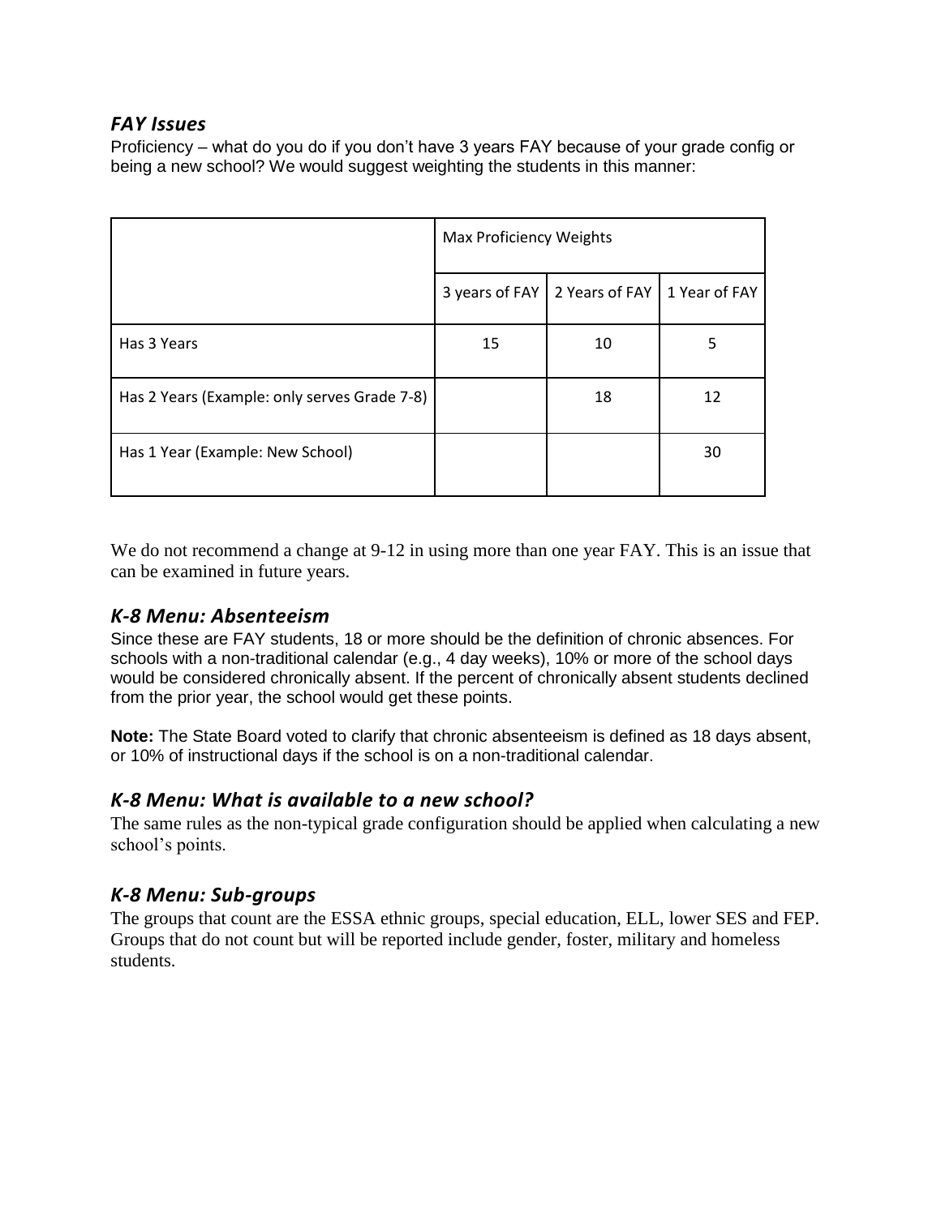### *FAY Issues*

Proficiency – what do you do if you don't have 3 years FAY because of your grade config or being a new school? We would suggest weighting the students in this manner:

| | Max Proficiency Weights | | |
|---|---|---|---|
| | 3 years of FAY | 2 Years of FAY | 1 Year of FAY |
| Has 3 Years | 15 | 10 | 5 |
| Has 2 Years (Example: only serves Grade 7-8) | | 18 | 12 |
| Has 1 Year (Example: New School) | | | 30 |

We do not recommend a change at 9-12 in using more than one year FAY. This is an issue that can be examined in future years.

### *K-8 Menu: Absenteeism*

Since these are FAY students, 18 or more should be the definition of chronic absences. For schools with a non-traditional calendar (e.g., 4 day weeks), 10% or more of the school days would be considered chronically absent. If the percent of chronically absent students declined from the prior year, the school would get these points.

**Note:** The State Board voted to clarify that chronic absenteeism is defined as 18 days absent, or 10% of instructional days if the school is on a non-traditional calendar.

### *K-8 Menu: What is available to a new school?*

The same rules as the non-typical grade configuration should be applied when calculating a new school's points.

### *K-8 Menu: Sub-groups*

The groups that count are the ESSA ethnic groups, special education, ELL, lower SES and FEP. Groups that do not count but will be reported include gender, foster, military and homeless students.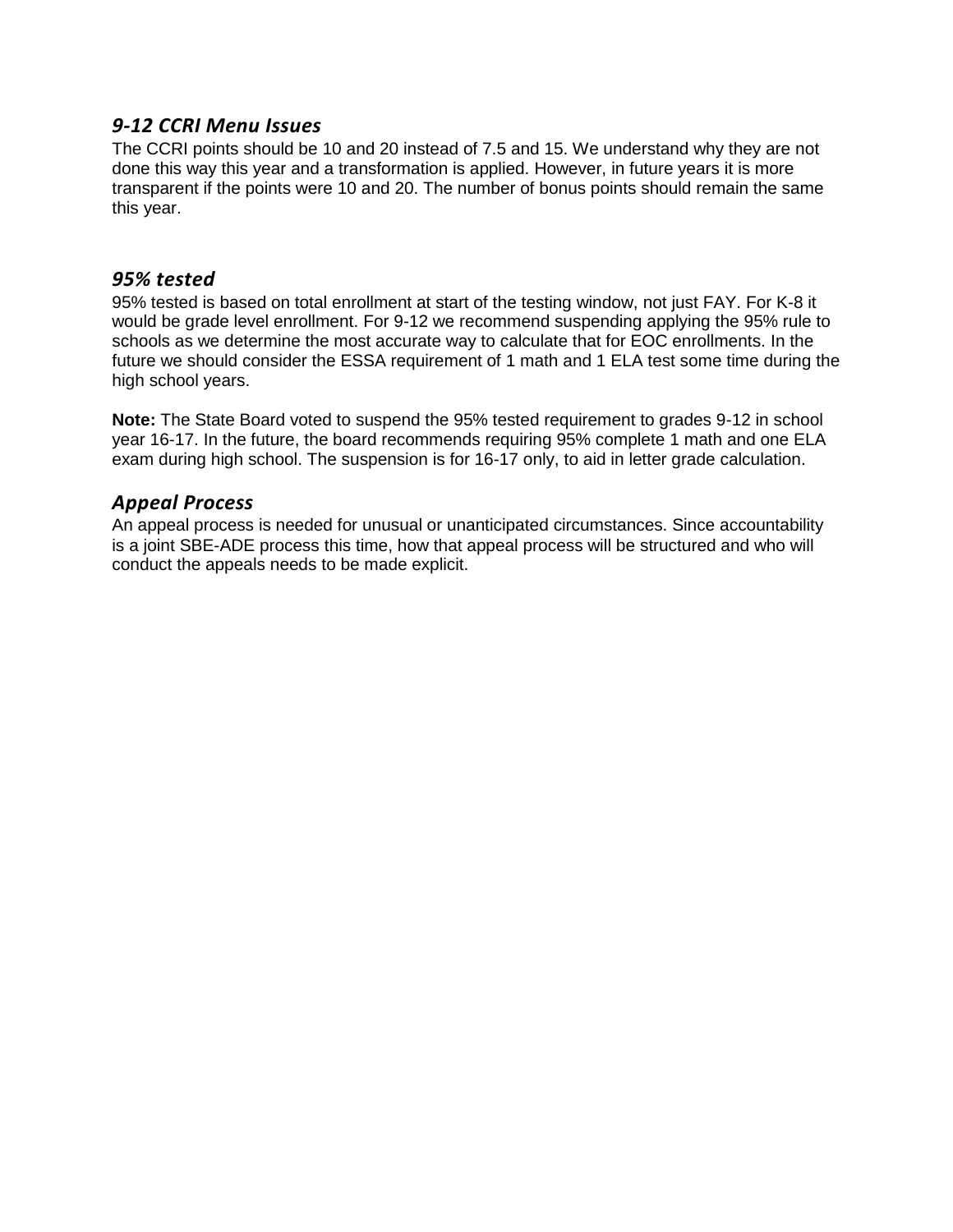### *9-12 CCRI Menu Issues*

The CCRI points should be 10 and 20 instead of 7.5 and 15. We understand why they are not done this way this year and a transformation is applied. However, in future years it is more transparent if the points were 10 and 20. The number of bonus points should remain the same this year.

### *95% tested*

95% tested is based on total enrollment at start of the testing window, not just FAY. For K-8 it would be grade level enrollment. For 9-12 we recommend suspending applying the 95% rule to schools as we determine the most accurate way to calculate that for EOC enrollments. In the future we should consider the ESSA requirement of 1 math and 1 ELA test some time during the high school years.

**Note:** The State Board voted to suspend the 95% tested requirement to grades 9-12 in school year 16-17. In the future, the board recommends requiring 95% complete 1 math and one ELA exam during high school. The suspension is for 16-17 only, to aid in letter grade calculation.

### *Appeal Process*

An appeal process is needed for unusual or unanticipated circumstances. Since accountability is a joint SBE-ADE process this time, how that appeal process will be structured and who will conduct the appeals needs to be made explicit.